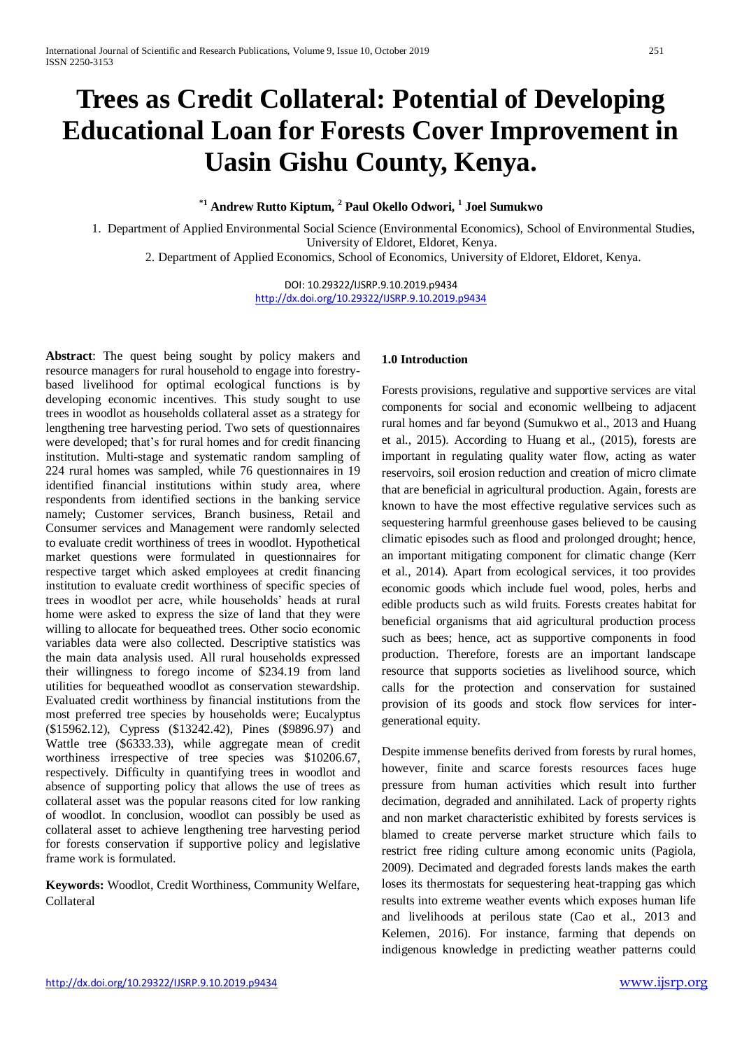# Trees as Credit Collateral: Potential of Developing Educational Loan for Forests Cover Improvement in Uasin Gishu County, Kenya.

**[*1] Andrew Rutto Kiptum, [2] Paul Okello Odwori, [1] Joel Sumukwo**

1. Department of Applied Environmental Social Science (Environmental Economics), School of Environmental Studies, University of Eldoret, Eldoret, Kenya.
2. Department of Applied Economics, School of Economics, University of Eldoret, Eldoret, Kenya.

DOI: 10.29322/IJSRP.9.10.2019.p9434
http://dx.doi.org/10.29322/IJSRP.9.10.2019.p9434

**Abstract**: The quest being sought by policy makers and resource managers for rural household to engage into forestry-based livelihood for optimal ecological functions is by developing economic incentives. This study sought to use trees in woodlot as households collateral asset as a strategy for lengthening tree harvesting period. Two sets of questionnaires were developed; that's for rural homes and for credit financing institution. Multi-stage and systematic random sampling of 224 rural homes was sampled, while 76 questionnaires in 19 identified financial institutions within study area, where respondents from identified sections in the banking service namely; Customer services, Branch business, Retail and Consumer services and Management were randomly selected to evaluate credit worthiness of trees in woodlot. Hypothetical market questions were formulated in questionnaires for respective target which asked employees at credit financing institution to evaluate credit worthiness of specific species of trees in woodlot per acre, while households' heads at rural home were asked to express the size of land that they were willing to allocate for bequeathed trees. Other socio economic variables data were also collected. Descriptive statistics was the main data analysis used. All rural households expressed their willingness to forego income of $234.19 from land utilities for bequeathed woodlot as conservation stewardship. Evaluated credit worthiness by financial institutions from the most preferred tree species by households were; Eucalyptus ($15962.12), Cypress ($13242.42), Pines ($9896.97) and Wattle tree ($6333.33), while aggregate mean of credit worthiness irrespective of tree species was $10206.67, respectively. Difficulty in quantifying trees in woodlot and absence of supporting policy that allows the use of trees as collateral asset was the popular reasons cited for low ranking of woodlot. In conclusion, woodlot can possibly be used as collateral asset to achieve lengthening tree harvesting period for forests conservation if supportive policy and legislative frame work is formulated.

**Keywords:** Woodlot, Credit Worthiness, Community Welfare, Collateral

## 1.0 Introduction

Forests provisions, regulative and supportive services are vital components for social and economic wellbeing to adjacent rural homes and far beyond (Sumukwo et al., 2013 and Huang et al., 2015). According to Huang et al., (2015), forests are important in regulating quality water flow, acting as water reservoirs, soil erosion reduction and creation of micro climate that are beneficial in agricultural production. Again, forests are known to have the most effective regulative services such as sequestering harmful greenhouse gases believed to be causing climatic episodes such as flood and prolonged drought; hence, an important mitigating component for climatic change (Kerr et al., 2014). Apart from ecological services, it too provides economic goods which include fuel wood, poles, herbs and edible products such as wild fruits. Forests creates habitat for beneficial organisms that aid agricultural production process such as bees; hence, act as supportive components in food production. Therefore, forests are an important landscape resource that supports societies as livelihood source, which calls for the protection and conservation for sustained provision of its goods and stock flow services for inter-generational equity.

Despite immense benefits derived from forests by rural homes, however, finite and scarce forests resources faces huge pressure from human activities which result into further decimation, degraded and annihilated. Lack of property rights and non market characteristic exhibited by forests services is blamed to create perverse market structure which fails to restrict free riding culture among economic units (Pagiola, 2009). Decimated and degraded forests lands makes the earth loses its thermostats for sequestering heat-trapping gas which results into extreme weather events which exposes human life and livelihoods at perilous state (Cao et al., 2013 and Kelemen, 2016). For instance, farming that depends on indigenous knowledge in predicting weather patterns could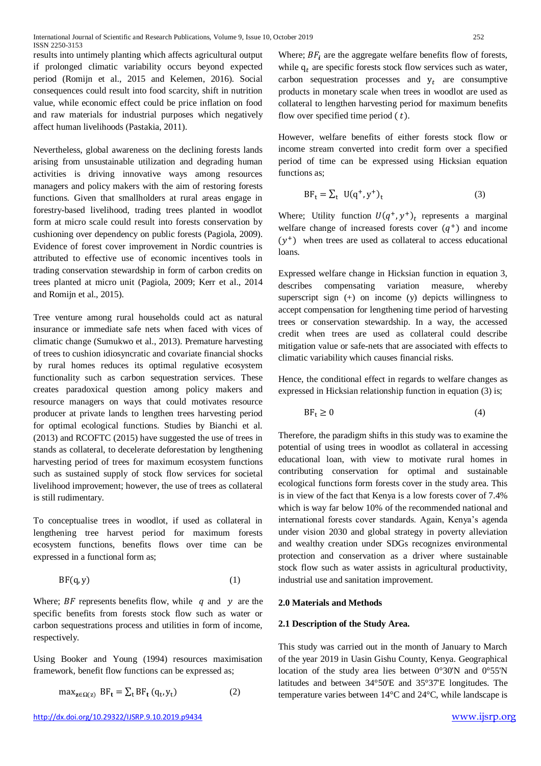results into untimely planting which affects agricultural output if prolonged climatic variability occurs beyond expected period (Romijn et al., 2015 and Kelemen, 2016). Social consequences could result into food scarcity, shift in nutrition value, while economic effect could be price inflation on food and raw materials for industrial purposes which negatively affect human livelihoods (Pastakia, 2011).

Nevertheless, global awareness on the declining forests lands arising from unsustainable utilization and degrading human activities is driving innovative ways among resources managers and policy makers with the aim of restoring forests functions. Given that smallholders at rural areas engage in forestry-based livelihood, trading trees planted in woodlot form at micro scale could result into forests conservation by cushioning over dependency on public forests (Pagiola, 2009). Evidence of forest cover improvement in Nordic countries is attributed to effective use of economic incentives tools in trading conservation stewardship in form of carbon credits on trees planted at micro unit (Pagiola, 2009; Kerr et al., 2014 and Romijn et al., 2015).

Tree venture among rural households could act as natural insurance or immediate safe nets when faced with vices of climatic change (Sumukwo et al., 2013). Premature harvesting of trees to cushion idiosyncratic and covariate financial shocks by rural homes reduces its optimal regulative ecosystem functionality such as carbon sequestration services. These creates paradoxical question among policy makers and resource managers on ways that could motivates resource producer at private lands to lengthen trees harvesting period for optimal ecological functions. Studies by Bianchi et al. (2013) and RCOFTC (2015) have suggested the use of trees in stands as collateral, to decelerate deforestation by lengthening harvesting period of trees for maximum ecosystem functions such as sustained supply of stock flow services for societal livelihood improvement; however, the use of trees as collateral is still rudimentary.

To conceptualise trees in woodlot, if used as collateral in lengthening tree harvest period for maximum forests ecosystem functions, benefits flows over time can be expressed in a functional form as;

$$\mathrm{BF}(q, y) \qquad (1)$$

Where; $BF$ represents benefits flow, while $q$ and $y$ are the specific benefits from forests stock flow such as water or carbon sequestrations process and utilities in form of income, respectively.

Using Booker and Young (1994) resources maximisation framework, benefit flow functions can be expressed as;

$$\max_{z \in \Omega(z)} \mathrm{BF}_t = \sum_t \mathrm{BF}_t\,(q_t, y_t) \qquad (2)$$

Where; $BF_i$ are the aggregate welfare benefits flow of forests, while $q_t$ are specific forests stock flow services such as water, carbon sequestration processes and $y_t$ are consumptive products in monetary scale when trees in woodlot are used as collateral to lengthen harvesting period for maximum benefits flow over specified time period ($t$).

However, welfare benefits of either forests stock flow or income stream converted into credit form over a specified period of time can be expressed using Hicksian equation functions as;

$$\mathrm{BF}_t = \sum_t \; \mathrm{U}(q^+, y^+)_t \qquad (3)$$

Where; Utility function $U(q^+, y^+)_t$ represents a marginal welfare change of increased forests cover $(q^+)$ and income $(y^+)$ when trees are used as collateral to access educational loans.

Expressed welfare change in Hicksian function in equation 3, describes compensating variation measure, whereby superscript sign (+) on income (y) depicts willingness to accept compensation for lengthening time period of harvesting trees or conservation stewardship. In a way, the accessed credit when trees are used as collateral could describe mitigation value or safe-nets that are associated with effects to climatic variability which causes financial risks.

Hence, the conditional effect in regards to welfare changes as expressed in Hicksian relationship function in equation (3) is;

$$\mathrm{BF}_t \geq 0 \qquad (4)$$

Therefore, the paradigm shifts in this study was to examine the potential of using trees in woodlot as collateral in accessing educational loan, with view to motivate rural homes in contributing conservation for optimal and sustainable ecological functions form forests cover in the study area. This is in view of the fact that Kenya is a low forests cover of 7.4% which is way far below 10% of the recommended national and international forests cover standards. Again, Kenya's agenda under vision 2030 and global strategy in poverty alleviation and wealthy creation under SDGs recognizes environmental protection and conservation as a driver where sustainable stock flow such as water assists in agricultural productivity, industrial use and sanitation improvement.

## 2.0 Materials and Methods

### 2.1 Description of the Study Area.

This study was carried out in the month of January to March of the year 2019 in Uasin Gishu County, Kenya. Geographical location of the study area lies between 0°30'N and 0°55'N latitudes and between 34°50'E and 35°37'E longitudes. The temperature varies between 14°C and 24°C, while landscape is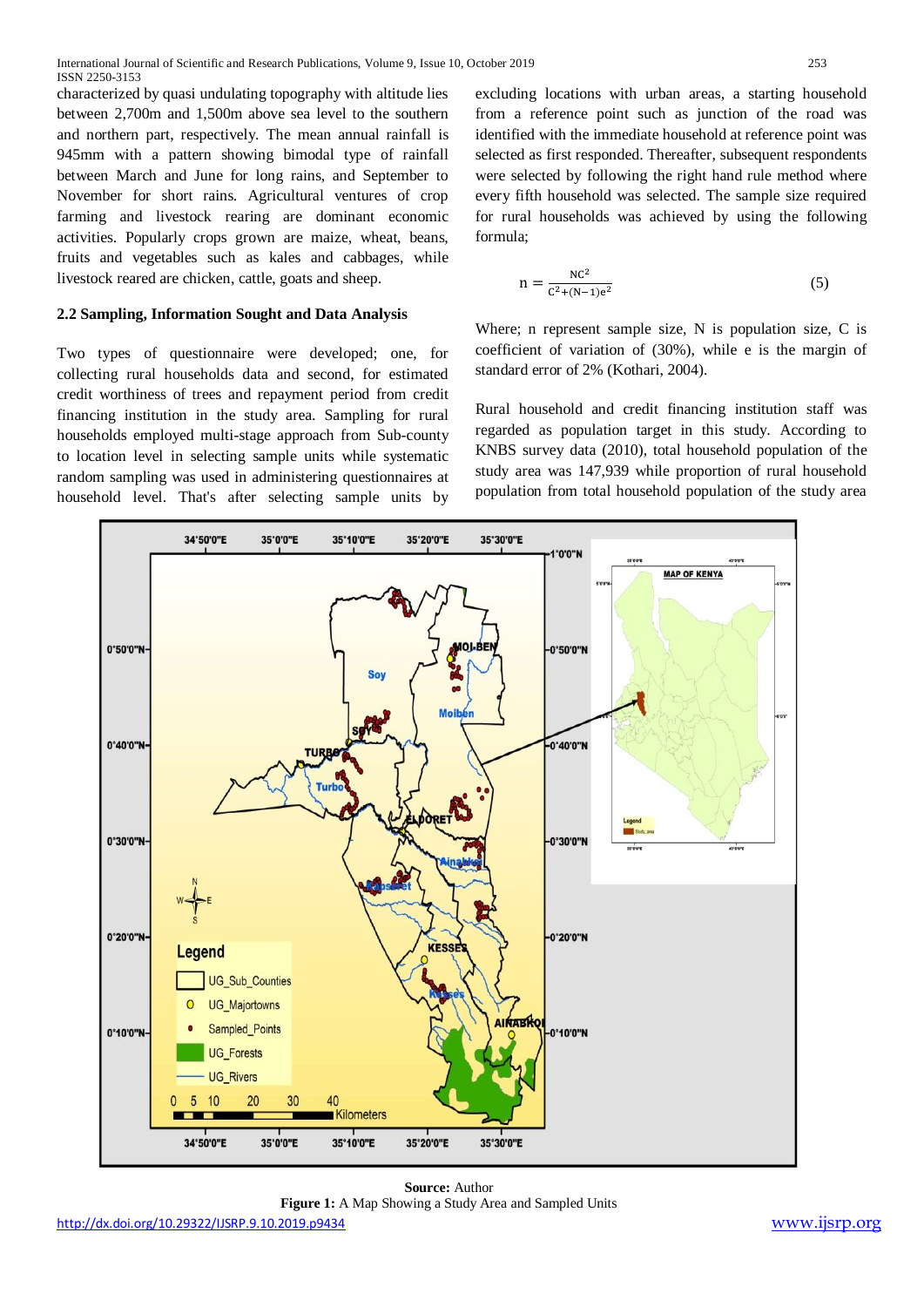characterized by quasi undulating topography with altitude lies between 2,700m and 1,500m above sea level to the southern and northern part, respectively. The mean annual rainfall is 945mm with a pattern showing bimodal type of rainfall between March and June for long rains, and September to November for short rains. Agricultural ventures of crop farming and livestock rearing are dominant economic activities. Popularly crops grown are maize, wheat, beans, fruits and vegetables such as kales and cabbages, while livestock reared are chicken, cattle, goats and sheep.

### 2.2 Sampling, Information Sought and Data Analysis

Two types of questionnaire were developed; one, for collecting rural households data and second, for estimated credit worthiness of trees and repayment period from credit financing institution in the study area. Sampling for rural households employed multi-stage approach from Sub-county to location level in selecting sample units while systematic random sampling was used in administering questionnaires at household level. That's after selecting sample units by excluding locations with urban areas, a starting household from a reference point such as junction of the road was identified with the immediate household at reference point was selected as first responded. Thereafter, subsequent respondents were selected by following the right hand rule method where every fifth household was selected. The sample size required for rural households was achieved by using the following formula;

$$n = \frac{NC^2}{C^2 + (N-1)e^2} \tag{5}$$

Where; n represent sample size, N is population size, C is coefficient of variation of (30%), while e is the margin of standard error of 2% (Kothari, 2004).

Rural household and credit financing institution staff was regarded as population target in this study. According to KNBS survey data (2010), total household population of the study area was 147,939 while proportion of rural household population from total household population of the study area

**Source:** Author

**Figure 1:** A Map Showing a Study Area and Sampled Units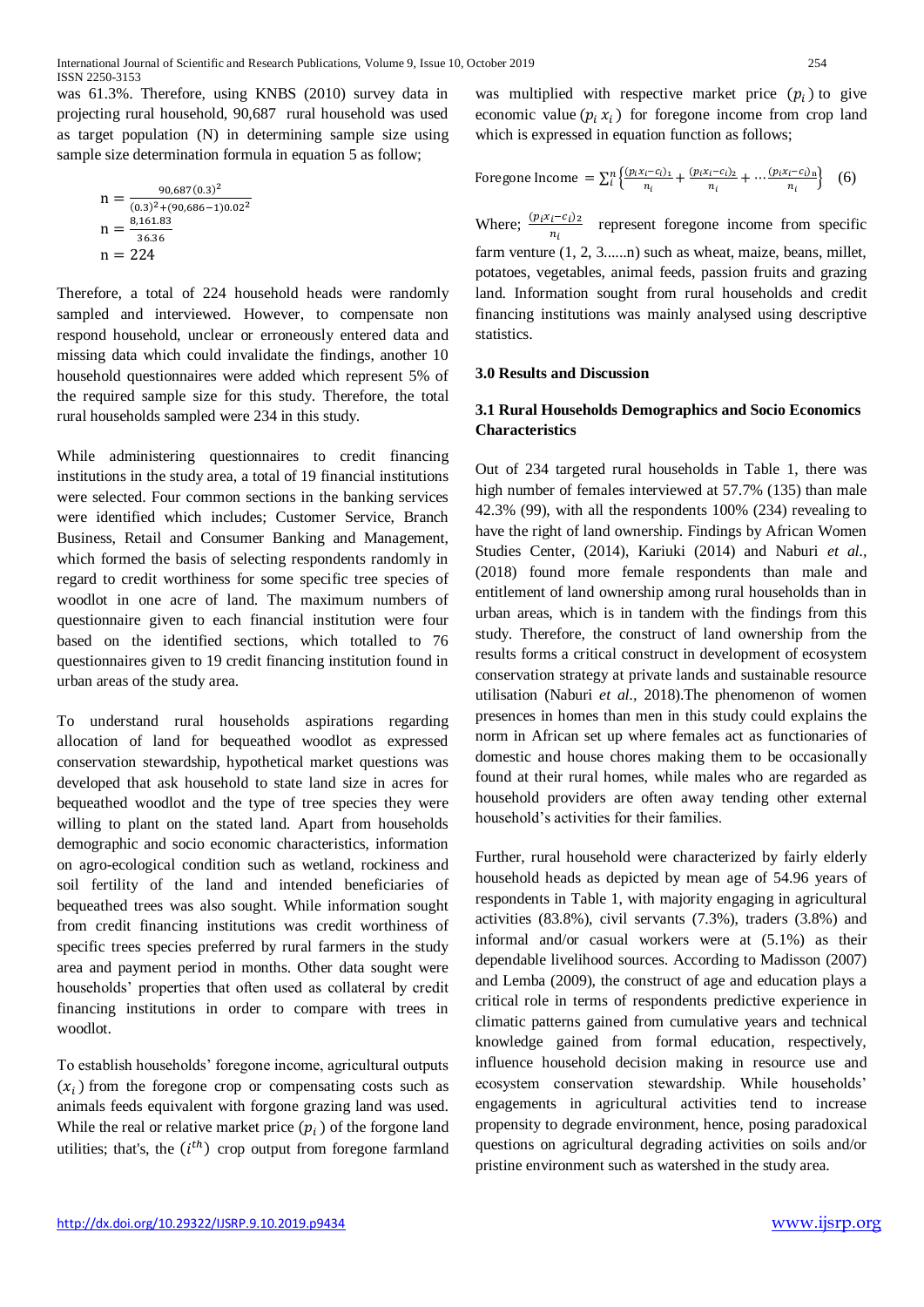was 61.3%. Therefore, using KNBS (2010) survey data in projecting rural household, 90,687 rural household was used as target population (N) in determining sample size using sample size determination formula in equation 5 as follow;

$$\mathrm{n} = \frac{90{,}687(0.3)^2}{(0.3)^2+(90{,}686-1)0.02^2}$$

$$\mathrm{n} = \frac{8{,}161.83}{36.36}$$

$$\mathrm{n} = 224$$

Therefore, a total of 224 household heads were randomly sampled and interviewed. However, to compensate non respond household, unclear or erroneously entered data and missing data which could invalidate the findings, another 10 household questionnaires were added which represent 5% of the required sample size for this study. Therefore, the total rural households sampled were 234 in this study.

While administering questionnaires to credit financing institutions in the study area, a total of 19 financial institutions were selected. Four common sections in the banking services were identified which includes; Customer Service, Branch Business, Retail and Consumer Banking and Management, which formed the basis of selecting respondents randomly in regard to credit worthiness for some specific tree species of woodlot in one acre of land. The maximum numbers of questionnaire given to each financial institution were four based on the identified sections, which totalled to 76 questionnaires given to 19 credit financing institution found in urban areas of the study area.

To understand rural households aspirations regarding allocation of land for bequeathed woodlot as expressed conservation stewardship, hypothetical market questions was developed that ask household to state land size in acres for bequeathed woodlot and the type of tree species they were willing to plant on the stated land. Apart from households demographic and socio economic characteristics, information on agro-ecological condition such as wetland, rockiness and soil fertility of the land and intended beneficiaries of bequeathed trees was also sought. While information sought from credit financing institutions was credit worthiness of specific trees species preferred by rural farmers in the study area and payment period in months. Other data sought were households' properties that often used as collateral by credit financing institutions in order to compare with trees in woodlot.

To establish households' foregone income, agricultural outputs $(x_i)$ from the foregone crop or compensating costs such as animals feeds equivalent with forgone grazing land was used. While the real or relative market price $(p_i)$ of the forgone land utilities; that's, the $(i^{th})$ crop output from foregone farmland was multiplied with respective market price $(p_i)$ to give economic value $(p_i\, x_i)$ for foregone income from crop land which is expressed in equation function as follows;

$$\text{Foregone Income } = \sum_i^n \left\{\frac{(p_i x_i - c_i)_1}{n_i} + \frac{(p_i x_i - c_i)_2}{n_i} + \ldots \frac{(p_i x_i - c_i)_n}{n_i}\right\} \quad (6)$$

Where; $\frac{(p_i x_i - c_i)_2}{n_i}$ represent foregone income from specific farm venture (1, 2, 3......n) such as wheat, maize, beans, millet, potatoes, vegetables, animal feeds, passion fruits and grazing land. Information sought from rural households and credit financing institutions was mainly analysed using descriptive statistics.

## 3.0 Results and Discussion

### 3.1 Rural Households Demographics and Socio Economics Characteristics

Out of 234 targeted rural households in Table 1, there was high number of females interviewed at 57.7% (135) than male 42.3% (99), with all the respondents 100% (234) revealing to have the right of land ownership. Findings by African Women Studies Center, (2014), Kariuki (2014) and Naburi *et al.*, (2018) found more female respondents than male and entitlement of land ownership among rural households than in urban areas, which is in tandem with the findings from this study. Therefore, the construct of land ownership from the results forms a critical construct in development of ecosystem conservation strategy at private lands and sustainable resource utilisation (Naburi *et al.*, 2018).The phenomenon of women presences in homes than men in this study could explains the norm in African set up where females act as functionaries of domestic and house chores making them to be occasionally found at their rural homes, while males who are regarded as household providers are often away tending other external household's activities for their families.

Further, rural household were characterized by fairly elderly household heads as depicted by mean age of 54.96 years of respondents in Table 1, with majority engaging in agricultural activities (83.8%), civil servants (7.3%), traders (3.8%) and informal and/or casual workers were at (5.1%) as their dependable livelihood sources. According to Madisson (2007) and Lemba (2009), the construct of age and education plays a critical role in terms of respondents predictive experience in climatic patterns gained from cumulative years and technical knowledge gained from formal education, respectively, influence household decision making in resource use and ecosystem conservation stewardship. While households' engagements in agricultural activities tend to increase propensity to degrade environment, hence, posing paradoxical questions on agricultural degrading activities on soils and/or pristine environment such as watershed in the study area.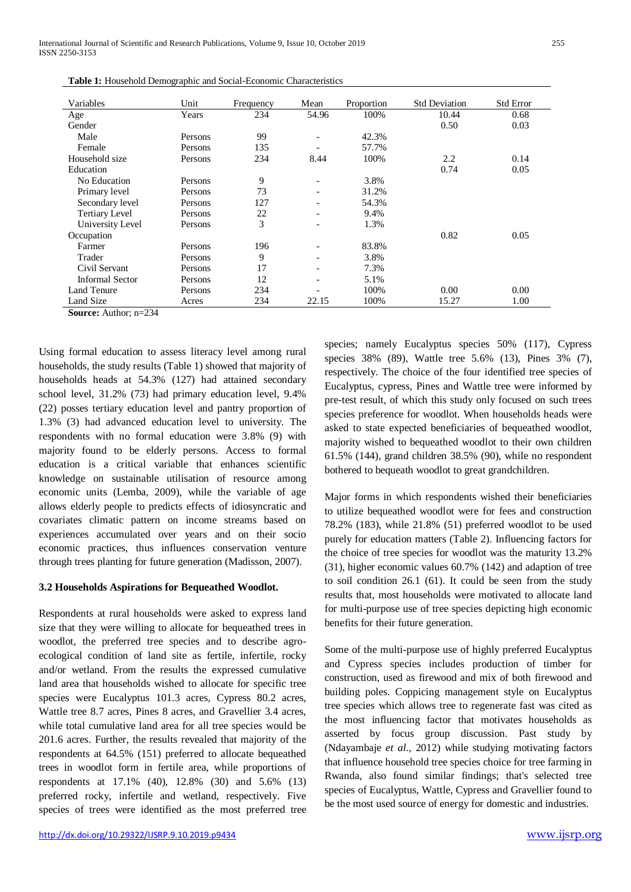**Table 1:** Household Demographic and Social-Economic Characteristics

| Variables | Unit | Frequency | Mean | Proportion | Std Deviation | Std Error |
|---|---|---|---|---|---|---|
| Age | Years | 234 | 54.96 | 100% | 10.44 | 0.68 |
| Gender | | | | | 0.50 | 0.03 |
| Male | Persons | 99 | - | 42.3% | | |
| Female | Persons | 135 | - | 57.7% | | |
| Household size | Persons | 234 | 8.44 | 100% | 2.2 | 0.14 |
| Education | | | | | 0.74 | 0.05 |
| No Education | Persons | 9 | - | 3.8% | | |
| Primary level | Persons | 73 | - | 31.2% | | |
| Secondary level | Persons | 127 | - | 54.3% | | |
| Tertiary Level | Persons | 22 | - | 9.4% | | |
| University Level | Persons | 3 | - | 1.3% | | |
| Occupation | | | | | 0.82 | 0.05 |
| Farmer | Persons | 196 | - | 83.8% | | |
| Trader | Persons | 9 | - | 3.8% | | |
| Civil Servant | Persons | 17 | - | 7.3% | | |
| Informal Sector | Persons | 12 | - | 5.1% | | |
| Land Tenure | Persons | 234 | - | 100% | 0.00 | 0.00 |
| Land Size | Acres | 234 | 22.15 | 100% | 15.27 | 1.00 |

**Source:** Author; n=234

Using formal education to assess literacy level among rural households, the study results (Table 1) showed that majority of households heads at 54.3% (127) had attained secondary school level, 31.2% (73) had primary education level, 9.4% (22) posses tertiary education level and pantry proportion of 1.3% (3) had advanced education level to university. The respondents with no formal education were 3.8% (9) with majority found to be elderly persons. Access to formal education is a critical variable that enhances scientific knowledge on sustainable utilisation of resource among economic units (Lemba, 2009), while the variable of age allows elderly people to predicts effects of idiosyncratic and covariates climatic pattern on income streams based on experiences accumulated over years and on their socio economic practices, thus influences conservation venture through trees planting for future generation (Madisson, 2007).

### 3.2 Households Aspirations for Bequeathed Woodlot.

Respondents at rural households were asked to express land size that they were willing to allocate for bequeathed trees in woodlot, the preferred tree species and to describe agro-ecological condition of land site as fertile, infertile, rocky and/or wetland. From the results the expressed cumulative land area that households wished to allocate for specific tree species were Eucalyptus 101.3 acres, Cypress 80.2 acres, Wattle tree 8.7 acres, Pines 8 acres, and Gravellier 3.4 acres, while total cumulative land area for all tree species would be 201.6 acres. Further, the results revealed that majority of the respondents at 64.5% (151) preferred to allocate bequeathed trees in woodlot form in fertile area, while proportions of respondents at 17.1% (40), 12.8% (30) and 5.6% (13) preferred rocky, infertile and wetland, respectively. Five species of trees were identified as the most preferred tree species; namely Eucalyptus species 50% (117), Cypress species 38% (89), Wattle tree 5.6% (13), Pines 3% (7), respectively. The choice of the four identified tree species of Eucalyptus, cypress, Pines and Wattle tree were informed by pre-test result, of which this study only focused on such trees species preference for woodlot. When households heads were asked to state expected beneficiaries of bequeathed woodlot, majority wished to bequeathed woodlot to their own children 61.5% (144), grand children 38.5% (90), while no respondent bothered to bequeath woodlot to great grandchildren.

Major forms in which respondents wished their beneficiaries to utilize bequeathed woodlot were for fees and construction 78.2% (183), while 21.8% (51) preferred woodlot to be used purely for education matters (Table 2). Influencing factors for the choice of tree species for woodlot was the maturity 13.2% (31), higher economic values 60.7% (142) and adaption of tree to soil condition 26.1 (61). It could be seen from the study results that, most households were motivated to allocate land for multi-purpose use of tree species depicting high economic benefits for their future generation.

Some of the multi-purpose use of highly preferred Eucalyptus and Cypress species includes production of timber for construction, used as firewood and mix of both firewood and building poles. Coppicing management style on Eucalyptus tree species which allows tree to regenerate fast was cited as the most influencing factor that motivates households as asserted by focus group discussion. Past study by (Ndayambaje *et al.*, 2012) while studying motivating factors that influence household tree species choice for tree farming in Rwanda, also found similar findings; that's selected tree species of Eucalyptus, Wattle, Cypress and Gravellier found to be the most used source of energy for domestic and industries.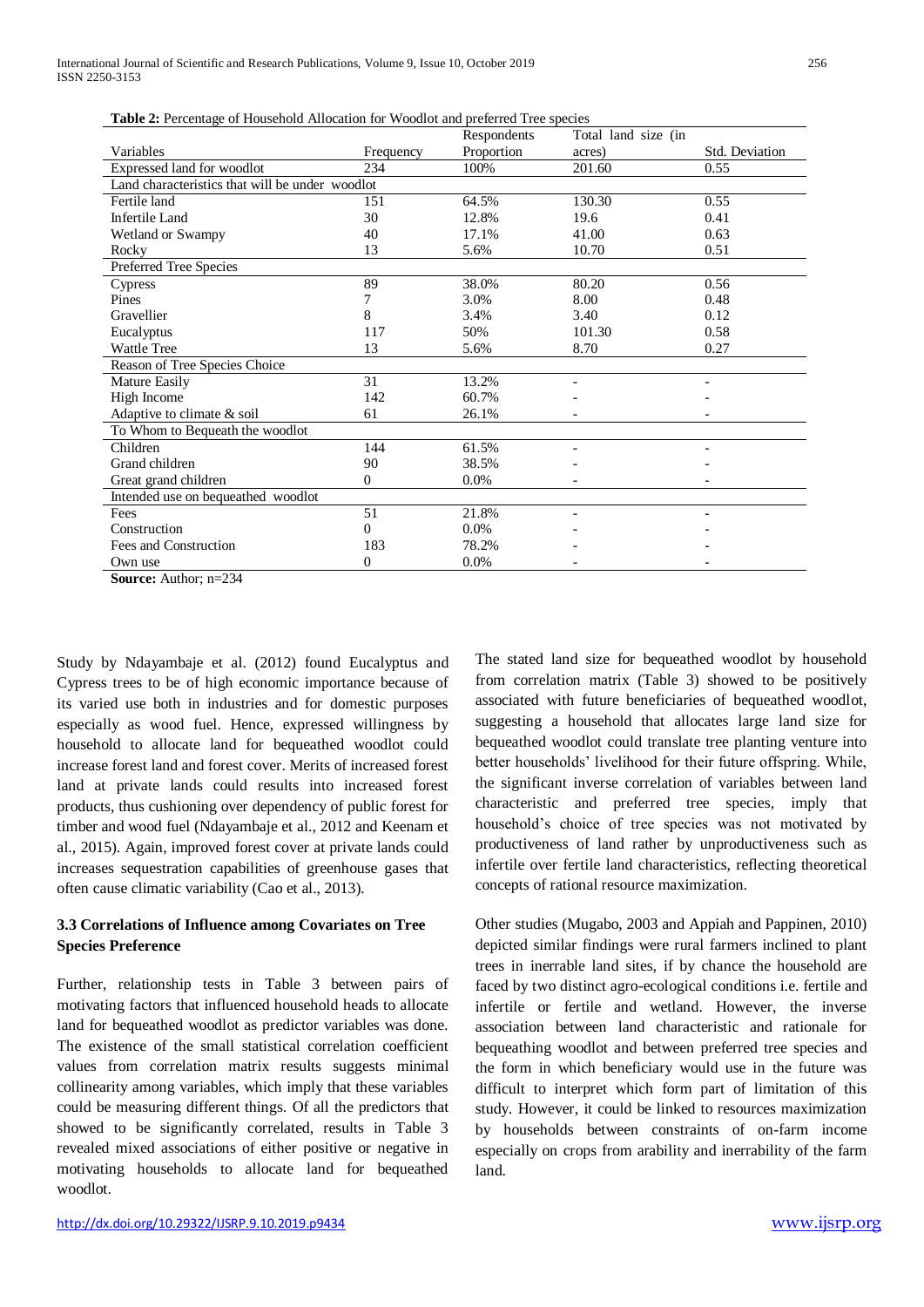**Table 2:** Percentage of Household Allocation for Woodlot and preferred Tree species

| Variables | Frequency | Respondents Proportion | Total land size (in acres) | Std. Deviation |
|---|---|---|---|---|
| Expressed land for woodlot | 234 | 100% | 201.60 | 0.55 |
| Land characteristics that will be under woodlot | | | | |
| Fertile land | 151 | 64.5% | 130.30 | 0.55 |
| Infertile Land | 30 | 12.8% | 19.6 | 0.41 |
| Wetland or Swampy | 40 | 17.1% | 41.00 | 0.63 |
| Rocky | 13 | 5.6% | 10.70 | 0.51 |
| Preferred Tree Species | | | | |
| Cypress | 89 | 38.0% | 80.20 | 0.56 |
| Pines | 7 | 3.0% | 8.00 | 0.48 |
| Gravellier | 8 | 3.4% | 3.40 | 0.12 |
| Eucalyptus | 117 | 50% | 101.30 | 0.58 |
| Wattle Tree | 13 | 5.6% | 8.70 | 0.27 |
| Reason of Tree Species Choice | | | | |
| Mature Easily | 31 | 13.2% | - | - |
| High Income | 142 | 60.7% | - | - |
| Adaptive to climate & soil | 61 | 26.1% | - | - |
| To Whom to Bequeath the woodlot | | | | |
| Children | 144 | 61.5% | - | - |
| Grand children | 90 | 38.5% | - | - |
| Great grand children | 0 | 0.0% | - | - |
| Intended use on bequeathed woodlot | | | | |
| Fees | 51 | 21.8% | - | - |
| Construction | 0 | 0.0% | - | - |
| Fees and Construction | 183 | 78.2% | - | - |
| Own use | 0 | 0.0% | - | - |

**Source:** Author; n=234

Study by Ndayambaje et al. (2012) found Eucalyptus and Cypress trees to be of high economic importance because of its varied use both in industries and for domestic purposes especially as wood fuel. Hence, expressed willingness by household to allocate land for bequeathed woodlot could increase forest land and forest cover. Merits of increased forest land at private lands could results into increased forest products, thus cushioning over dependency of public forest for timber and wood fuel (Ndayambaje et al., 2012 and Keenam et al., 2015). Again, improved forest cover at private lands could increases sequestration capabilities of greenhouse gases that often cause climatic variability (Cao et al., 2013).

### 3.3 Correlations of Influence among Covariates on Tree Species Preference

Further, relationship tests in Table 3 between pairs of motivating factors that influenced household heads to allocate land for bequeathed woodlot as predictor variables was done. The existence of the small statistical correlation coefficient values from correlation matrix results suggests minimal collinearity among variables, which imply that these variables could be measuring different things. Of all the predictors that showed to be significantly correlated, results in Table 3 revealed mixed associations of either positive or negative in motivating households to allocate land for bequeathed woodlot.

The stated land size for bequeathed woodlot by household from correlation matrix (Table 3) showed to be positively associated with future beneficiaries of bequeathed woodlot, suggesting a household that allocates large land size for bequeathed woodlot could translate tree planting venture into better households' livelihood for their future offspring. While, the significant inverse correlation of variables between land characteristic and preferred tree species, imply that household's choice of tree species was not motivated by productiveness of land rather by unproductiveness such as infertile over fertile land characteristics, reflecting theoretical concepts of rational resource maximization.

Other studies (Mugabo, 2003 and Appiah and Pappinen, 2010) depicted similar findings were rural farmers inclined to plant trees in inerrable land sites, if by chance the household are faced by two distinct agro-ecological conditions i.e. fertile and infertile or fertile and wetland. However, the inverse association between land characteristic and rationale for bequeathing woodlot and between preferred tree species and the form in which beneficiary would use in the future was difficult to interpret which form part of limitation of this study. However, it could be linked to resources maximization by households between constraints of on-farm income especially on crops from arability and inerrability of the farm land.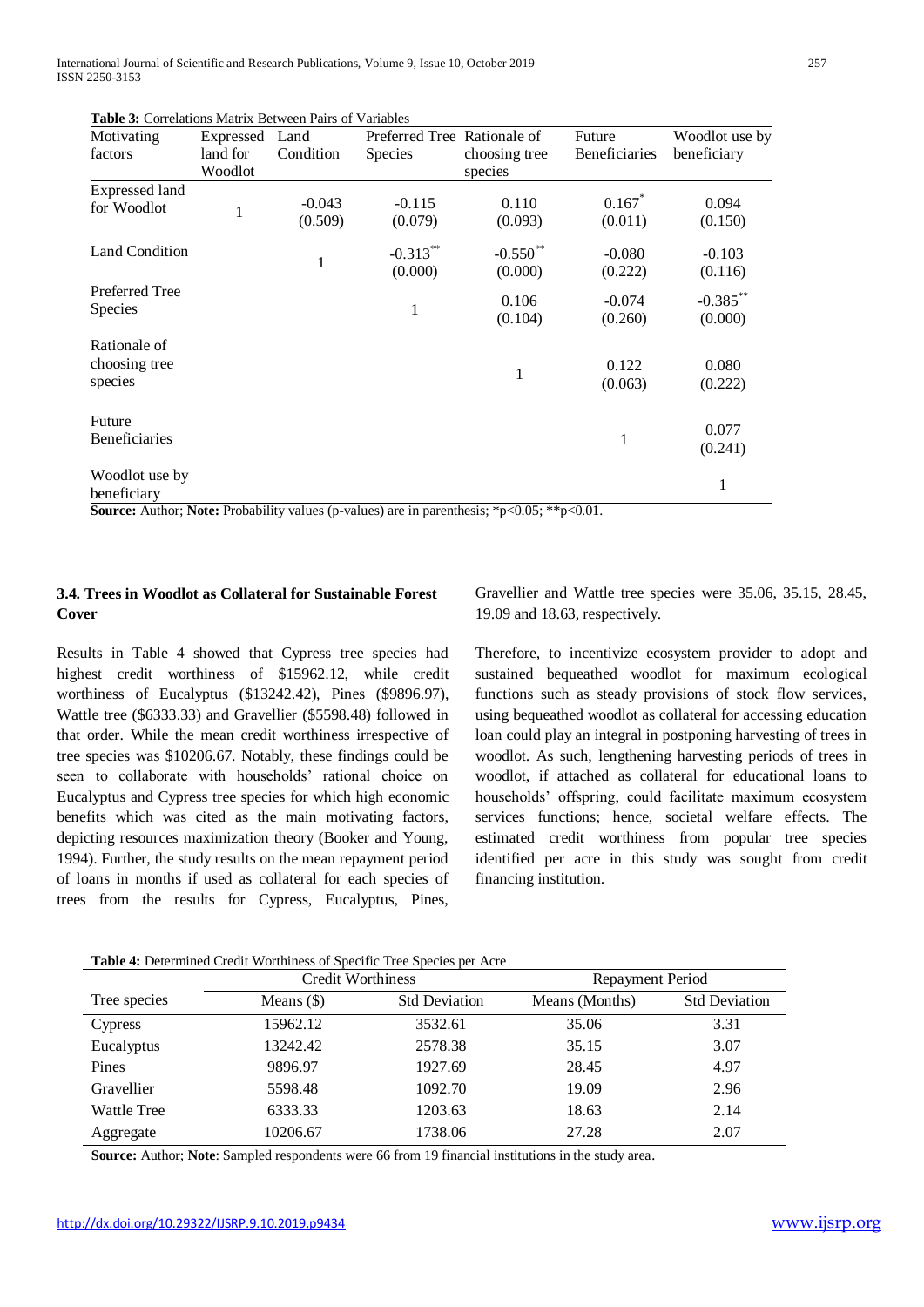**Table 3:** Correlations Matrix Between Pairs of Variables

| Motivating factors | Expressed land for Woodlot | Land Condition | Preferred Tree Species | Rationale of choosing tree species | Future Beneficiaries | Woodlot use by beneficiary |
|---|---|---|---|---|---|---|
| Expressed land for Woodlot | 1 | -0.043 (0.509) | -0.115 (0.079) | 0.110 (0.093) | $0.167^{*}$ (0.011) | 0.094 (0.150) |
| Land Condition | | 1 | $-0.313^{**}$ (0.000) | $-0.550^{**}$ (0.000) | -0.080 (0.222) | -0.103 (0.116) |
| Preferred Tree Species | | | 1 | 0.106 (0.104) | -0.074 (0.260) | $-0.385^{**}$ (0.000) |
| Rationale of choosing tree species | | | | 1 | 0.122 (0.063) | 0.080 (0.222) |
| Future Beneficiaries | | | | | 1 | 0.077 (0.241) |
| Woodlot use by beneficiary | | | | | | 1 |

**Source:** Author; **Note:** Probability values (p-values) are in parenthesis; *p<0.05; **p<0.01.

### 3.4. Trees in Woodlot as Collateral for Sustainable Forest Cover

Results in Table 4 showed that Cypress tree species had highest credit worthiness of $15962.12, while credit worthiness of Eucalyptus ($13242.42), Pines ($9896.97), Wattle tree ($6333.33) and Gravellier ($5598.48) followed in that order. While the mean credit worthiness irrespective of tree species was $10206.67. Notably, these findings could be seen to collaborate with households' rational choice on Eucalyptus and Cypress tree species for which high economic benefits which was cited as the main motivating factors, depicting resources maximization theory (Booker and Young, 1994). Further, the study results on the mean repayment period of loans in months if used as collateral for each species of trees from the results for Cypress, Eucalyptus, Pines, Gravellier and Wattle tree species were 35.06, 35.15, 28.45, 19.09 and 18.63, respectively.

Therefore, to incentivize ecosystem provider to adopt and sustained bequeathed woodlot for maximum ecological functions such as steady provisions of stock flow services, using bequeathed woodlot as collateral for accessing education loan could play an integral in postponing harvesting of trees in woodlot. As such, lengthening harvesting periods of trees in woodlot, if attached as collateral for educational loans to households' offspring, could facilitate maximum ecosystem services functions; hence, societal welfare effects. The estimated credit worthiness from popular tree species identified per acre in this study was sought from credit financing institution.

**Table 4:** Determined Credit Worthiness of Specific Tree Species per Acre

| | Credit Worthiness | | Repayment Period | |
|---|---|---|---|---|
| Tree species | Means ($) | Std Deviation | Means (Months) | Std Deviation |
| Cypress | 15962.12 | 3532.61 | 35.06 | 3.31 |
| Eucalyptus | 13242.42 | 2578.38 | 35.15 | 3.07 |
| Pines | 9896.97 | 1927.69 | 28.45 | 4.97 |
| Gravellier | 5598.48 | 1092.70 | 19.09 | 2.96 |
| Wattle Tree | 6333.33 | 1203.63 | 18.63 | 2.14 |
| Aggregate | 10206.67 | 1738.06 | 27.28 | 2.07 |

**Source:** Author; **Note**: Sampled respondents were 66 from 19 financial institutions in the study area.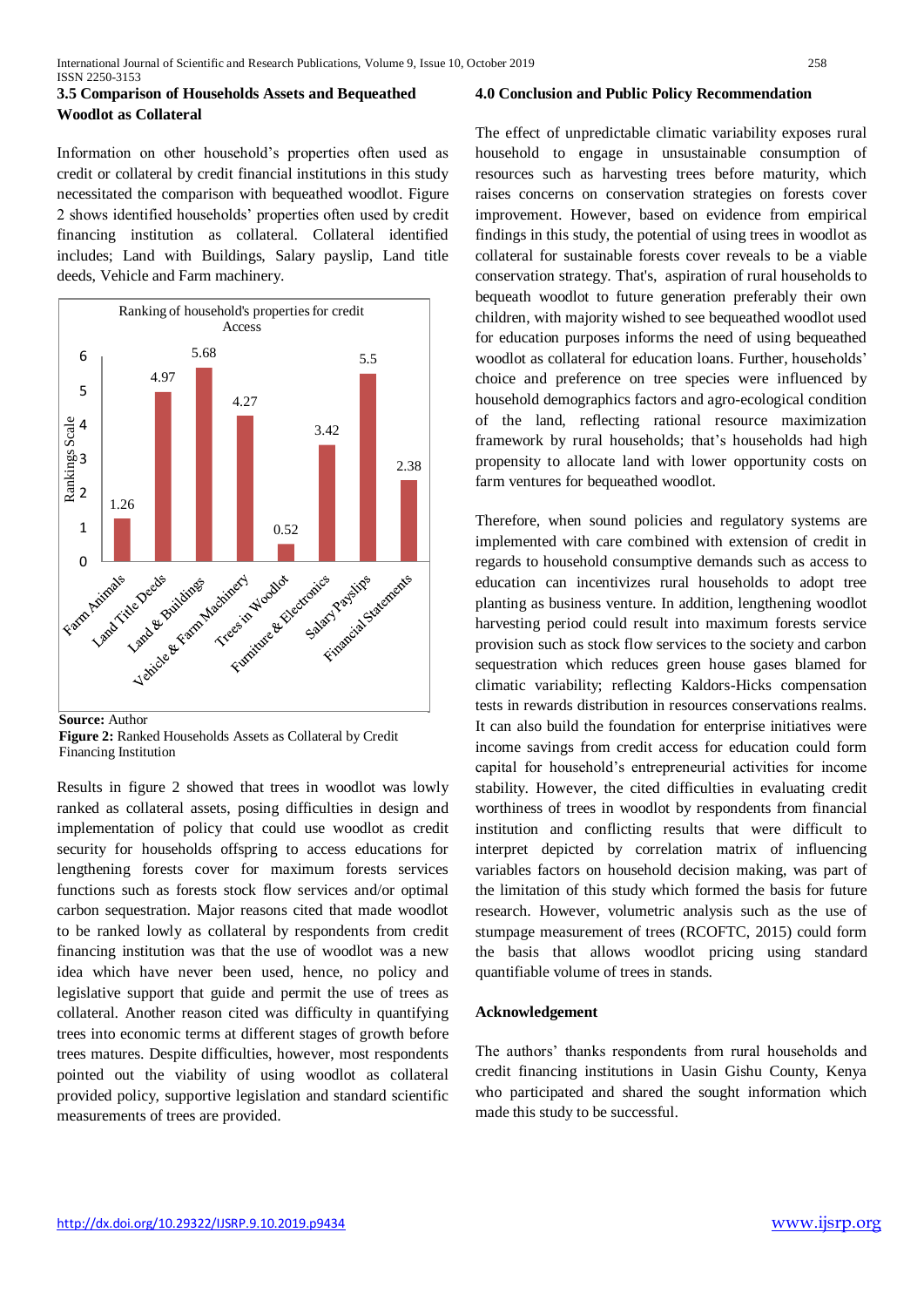### 3.5 Comparison of Households Assets and Bequeathed Woodlot as Collateral

Information on other household's properties often used as credit or collateral by credit financial institutions in this study necessitated the comparison with bequeathed woodlot. Figure 2 shows identified households' properties often used by credit financing institution as collateral. Collateral identified includes; Land with Buildings, Salary payslip, Land title deeds, Vehicle and Farm machinery.

Ranking of household's properties for credit Access

| Property | Rankings Scale |
|---|---|
| Farm Animals | 1.26 |
| Land Title Deeds | 4.97 |
| Land & Buildings | 5.68 |
| Vehicle & Farm Machinery | 4.27 |
| Trees in Woodlot | 0.52 |
| Furniture & Electronics | 3.42 |
| Salary Payslips | 5.5 |
| Financial Statements | 2.38 |

**Source:** Author

**Figure 2:** Ranked Households Assets as Collateral by Credit Financing Institution

Results in figure 2 showed that trees in woodlot was lowly ranked as collateral assets, posing difficulties in design and implementation of policy that could use woodlot as credit security for households offspring to access educations for lengthening forests cover for maximum forests services functions such as forests stock flow services and/or optimal carbon sequestration. Major reasons cited that made woodlot to be ranked lowly as collateral by respondents from credit financing institution was that the use of woodlot was a new idea which have never been used, hence, no policy and legislative support that guide and permit the use of trees as collateral. Another reason cited was difficulty in quantifying trees into economic terms at different stages of growth before trees matures. Despite difficulties, however, most respondents pointed out the viability of using woodlot as collateral provided policy, supportive legislation and standard scientific measurements of trees are provided.

## 4.0 Conclusion and Public Policy Recommendation

The effect of unpredictable climatic variability exposes rural household to engage in unsustainable consumption of resources such as harvesting trees before maturity, which raises concerns on conservation strategies on forests cover improvement. However, based on evidence from empirical findings in this study, the potential of using trees in woodlot as collateral for sustainable forests cover reveals to be a viable conservation strategy. That's, aspiration of rural households to bequeath woodlot to future generation preferably their own children, with majority wished to see bequeathed woodlot used for education purposes informs the need of using bequeathed woodlot as collateral for education loans. Further, households' choice and preference on tree species were influenced by household demographics factors and agro-ecological condition of the land, reflecting rational resource maximization framework by rural households; that's households had high propensity to allocate land with lower opportunity costs on farm ventures for bequeathed woodlot.

Therefore, when sound policies and regulatory systems are implemented with care combined with extension of credit in regards to household consumptive demands such as access to education can incentivizes rural households to adopt tree planting as business venture. In addition, lengthening woodlot harvesting period could result into maximum forests service provision such as stock flow services to the society and carbon sequestration which reduces green house gases blamed for climatic variability; reflecting Kaldors-Hicks compensation tests in rewards distribution in resources conservations realms. It can also build the foundation for enterprise initiatives were income savings from credit access for education could form capital for household's entrepreneurial activities for income stability. However, the cited difficulties in evaluating credit worthiness of trees in woodlot by respondents from financial institution and conflicting results that were difficult to interpret depicted by correlation matrix of influencing variables factors on household decision making, was part of the limitation of this study which formed the basis for future research. However, volumetric analysis such as the use of stumpage measurement of trees (RCOFTC, 2015) could form the basis that allows woodlot pricing using standard quantifiable volume of trees in stands.

### Acknowledgement

The authors' thanks respondents from rural households and credit financing institutions in Uasin Gishu County, Kenya who participated and shared the sought information which made this study to be successful.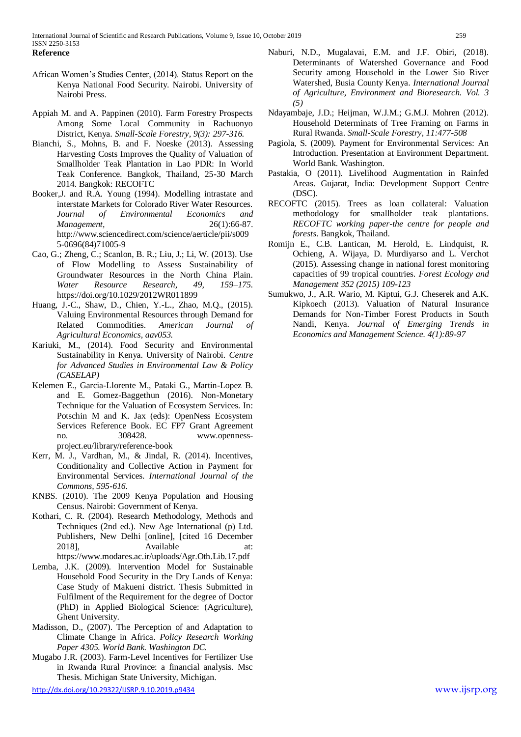## Reference

African Women's Studies Center, (2014). Status Report on the Kenya National Food Security. Nairobi. University of Nairobi Press.

Appiah M. and A. Pappinen (2010). Farm Forestry Prospects Among Some Local Community in Rachuonyo District, Kenya. *Small-Scale Forestry, 9(3): 297-316.*

Bianchi, S., Mohns, B. and F. Noeske (2013). Assessing Harvesting Costs Improves the Quality of Valuation of Smallholder Teak Plantation in Lao PDR: In World Teak Conference. Bangkok, Thailand, 25-30 March 2014. Bangkok: RECOFTC

Booker,J. and R.A. Young (1994). Modelling intrastate and interstate Markets for Colorado River Water Resources. *Journal of Environmental Economics and Management*, 26(1):66-87. http://www.sciencedirect.com/science/aerticle/pii/s0095-0696(84)71005-9

Cao, G.; Zheng, C.; Scanlon, B. R.; Liu, J.; Li, W. (2013). Use of Flow Modelling to Assess Sustainability of Groundwater Resources in the North China Plain. *Water Resource Research, 49, 159–175.* https://doi.org/10.1029/2012WR011899

Huang, J.-C., Shaw, D., Chien, Y.-L., Zhao, M.Q., (2015). Valuing Environmental Resources through Demand for Related Commodities. *American Journal of Agricultural Economics, aav053.*

Kariuki, M., (2014). Food Security and Environmental Sustainability in Kenya. University of Nairobi. *Centre for Advanced Studies in Environmental Law & Policy (CASELAP)*

Kelemen E., Garcia-Llorente M., Pataki G., Martin-Lopez B. and E. Gomez-Baggethun (2016). Non-Monetary Technique for the Valuation of Ecosystem Services. In: Potschin M and K. Jax (eds): OpenNess Ecosystem Services Reference Book. EC FP7 Grant Agreement no. 308428. www.openness-project.eu/library/reference-book

Kerr, M. J., Vardhan, M., & Jindal, R. (2014). Incentives, Conditionality and Collective Action in Payment for Environmental Services. *International Journal of the Commons, 595-616.*

KNBS. (2010). The 2009 Kenya Population and Housing Census. Nairobi: Government of Kenya.

Kothari, C. R. (2004). Research Methodology, Methods and Techniques (2nd ed.). New Age International (p) Ltd. Publishers, New Delhi [online], [cited 16 December 2018], Available at: https://www.modares.ac.ir/uploads/Agr.Oth.Lib.17.pdf

Lemba, J.K. (2009). Intervention Model for Sustainable Household Food Security in the Dry Lands of Kenya: Case Study of Makueni district. Thesis Submitted in Fulfilment of the Requirement for the degree of Doctor (PhD) in Applied Biological Science: (Agriculture), Ghent University.

Madisson, D., (2007). The Perception of and Adaptation to Climate Change in Africa. *Policy Research Working Paper 4305. World Bank. Washington DC.*

Mugabo J.R. (2003). Farm-Level Incentives for Fertilizer Use in Rwanda Rural Province: a financial analysis. Msc Thesis. Michigan State University, Michigan.

Naburi, N.D., Mugalavai, E.M. and J.F. Obiri, (2018). Determinants of Watershed Governance and Food Security among Household in the Lower Sio River Watershed, Busia County Kenya. *International Journal of Agriculture, Environment and Bioresearch. Vol. 3 (5)*

Ndayambaje, J.D.; Heijman, W.J.M.; G.M.J. Mohren (2012). Household Determinats of Tree Framing on Farms in Rural Rwanda. *Small-Scale Forestry, 11:477-508*

Pagiola, S. (2009). Payment for Environmental Services: An Introduction. Presentation at Environment Department. World Bank. Washington.

Pastakia, O (2011). Livelihood Augmentation in Rainfed Areas. Gujarat, India: Development Support Centre (DSC).

RECOFTC (2015). Trees as loan collateral: Valuation methodology for smallholder teak plantations. *RECOFTC working paper-the centre for people and forests*. Bangkok, Thailand.

Romijn E., C.B. Lantican, M. Herold, E. Lindquist, R. Ochieng, A. Wijaya, D. Murdiyarso and L. Verchot (2015). Assessing change in national forest monitoring capacities of 99 tropical countries. *Forest Ecology and Management 352 (2015) 109-123*

Sumukwo, J., A.R. Wario, M. Kiptui, G.J. Cheserek and A.K. Kipkoech (2013). Valuation of Natural Insurance Demands for Non-Timber Forest Products in South Nandi, Kenya. *Journal of Emerging Trends in Economics and Management Science. 4(1):89-97*